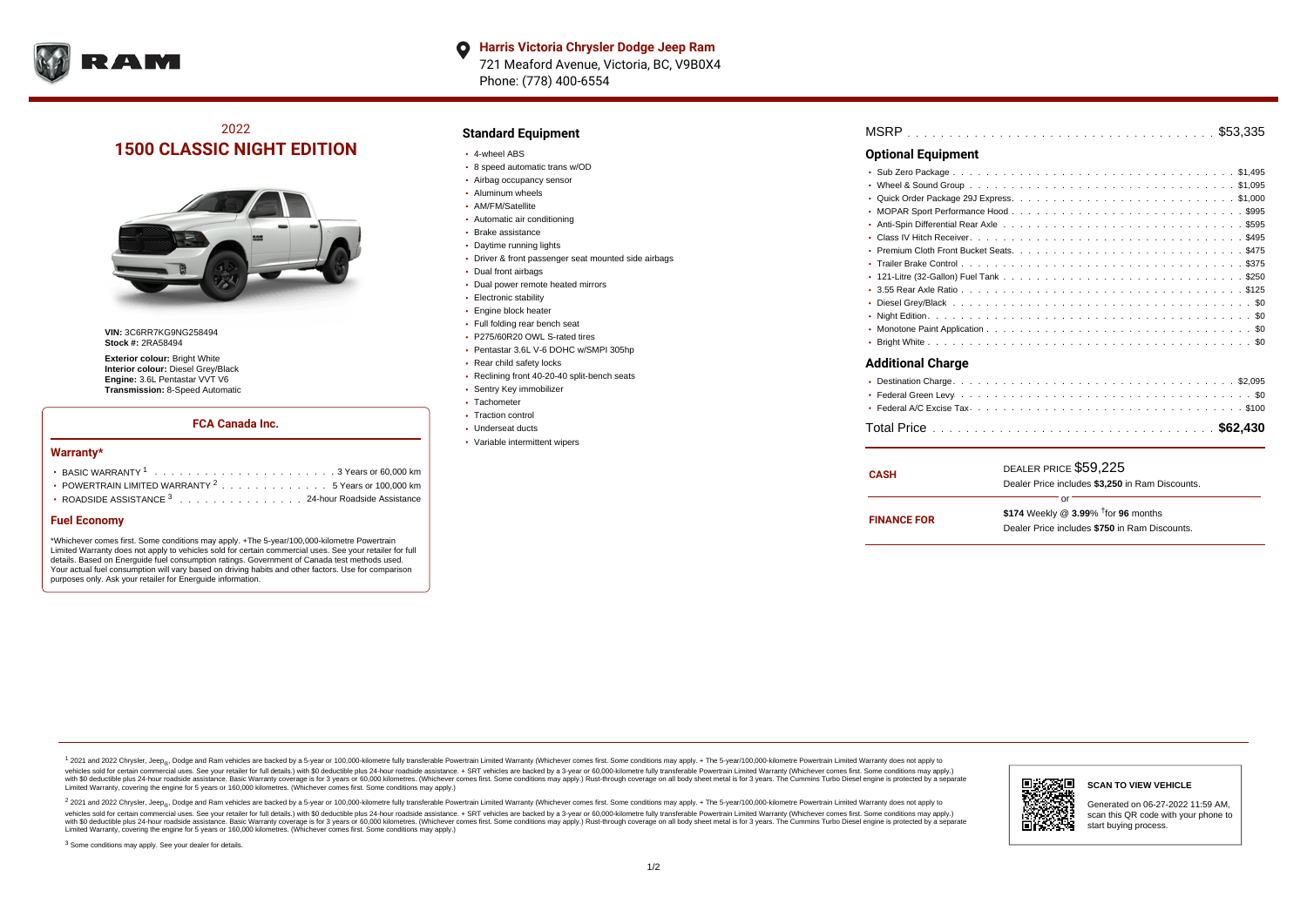**Harris Victoria Chrysler Dodge Jeep Ram**
721 Meaford Avenue, Victoria, BC, V9B0X4
Phone: (778) 400-6554

# 2022
# 1500 CLASSIC NIGHT EDITION

**VIN:** 3C6RR7KG9NG258494
**Stock #:** 2RA58494

**Exterior colour:** Bright White
**Interior colour:** Diesel Grey/Black
**Engine:** 3.6L Pentastar VVT V6
**Transmission:** 8-Speed Automatic

### FCA Canada Inc.

#### Warranty*

- BASIC WARRANTY [1] . . . . . 3 Years or 60,000 km
- POWERTRAIN LIMITED WARRANTY [2] . . . . . 5 Years or 100,000 km
- ROADSIDE ASSISTANCE [3] . . . . . 24-hour Roadside Assistance

#### Fuel Economy

*Whichever comes first. Some conditions may apply. +The 5-year/100,000-kilometre Powertrain Limited Warranty does not apply to vehicles sold for certain commercial uses. See your retailer for full details. Based on Energuide fuel consumption ratings. Government of Canada test methods used. Your actual fuel consumption will vary based on driving habits and other factors. Use for comparison purposes only. Ask your retailer for Energuide information.

## Standard Equipment

- 4-wheel ABS
- 8 speed automatic trans w/OD
- Airbag occupancy sensor
- Aluminum wheels
- AM/FM/Satellite
- Automatic air conditioning
- Brake assistance
- Daytime running lights
- Driver & front passenger seat mounted side airbags
- Dual front airbags
- Dual power remote heated mirrors
- Electronic stability
- Engine block heater
- Full folding rear bench seat
- P275/60R20 OWL S-rated tires
- Pentastar 3.6L V-6 DOHC w/SMPI 305hp
- Rear child safety locks
- Reclining front 40-20-40 split-bench seats
- Sentry Key immobilizer
- Tachometer
- Traction control
- Underseat ducts
- Variable intermittent wipers

MSRP . . . . . $53,335

## Optional Equipment

- Sub Zero Package . . . . . $1,495
- Wheel & Sound Group . . . . . $1,095
- Quick Order Package 29J Express . . . . . $1,000
- MOPAR Sport Performance Hood . . . . . $995
- Anti-Spin Differential Rear Axle . . . . . $595
- Class IV Hitch Receiver . . . . . $495
- Premium Cloth Front Bucket Seats . . . . . $475
- Trailer Brake Control . . . . . $375
- 121-Litre (32-Gallon) Fuel Tank . . . . . $250
- 3.55 Rear Axle Ratio . . . . . $125
- Diesel Grey/Black . . . . . $0
- Night Edition . . . . . $0
- Monotone Paint Application . . . . . $0
- Bright White . . . . . $0

## Additional Charge

- Destination Charge . . . . . $2,095
- Federal Green Levy . . . . . $0
- Federal A/C Excise Tax . . . . . $100

Total Price . . . . . **$62,430**

| | |
|---|---|
| **CASH** | DEALER PRICE $59,225<br>Dealer Price includes **$3,250** in Ram Discounts. |
| | or |
| **FINANCE FOR** | **$174** Weekly @ **3.99%** †for **96** months<br>Dealer Price includes **$750** in Ram Discounts. |

[1] 2021 and 2022 Chrysler, Jeep®, Dodge and Ram vehicles are backed by a 5-year or 100,000-kilometre fully transferable Powertrain Limited Warranty (Whichever comes first. Some conditions may apply. + The 5-year/100,000-kilometre Powertrain Limited Warranty does not apply to vehicles sold for certain commercial uses. See your retailer for full details.) with $0 deductible plus 24-hour roadside assistance. + SRT vehicles are backed by a 3-year or 60,000-kilometre fully transferable Powertrain Limited Warranty (Whichever comes first. Some conditions may apply.) with $0 deductible plus 24-hour roadside assistance. Basic Warranty coverage is for 3 years or 60,000 kilometres. (Whichever comes first. Some conditions may apply.) Rust-through coverage on all body sheet metal is for 3 years. The Cummins Turbo Diesel engine is protected by a separate Limited Warranty, covering the engine for 5 years or 160,000 kilometres. (Whichever comes first. Some conditions may apply.)

[2] 2021 and 2022 Chrysler, Jeep®, Dodge and Ram vehicles are backed by a 5-year or 100,000-kilometre fully transferable Powertrain Limited Warranty (Whichever comes first. Some conditions may apply. + The 5-year/100,000-kilometre Powertrain Limited Warranty does not apply to vehicles sold for certain commercial uses. See your retailer for full details.) with $0 deductible plus 24-hour roadside assistance. + SRT vehicles are backed by a 3-year or 60,000-kilometre fully transferable Powertrain Limited Warranty (Whichever comes first. Some conditions may apply.) with $0 deductible plus 24-hour roadside assistance. Basic Warranty coverage is for 3 years or 60,000 kilometres. (Whichever comes first. Some conditions may apply.) Rust-through coverage on all body sheet metal is for 3 years. The Cummins Turbo Diesel engine is protected by a separate Limited Warranty, covering the engine for 5 years or 160,000 kilometres. (Whichever comes first. Some conditions may apply.)

[3] Some conditions may apply. See your dealer for details.

**SCAN TO VIEW VEHICLE**

Generated on 06-27-2022 11:59 AM, scan this QR code with your phone to start buying process.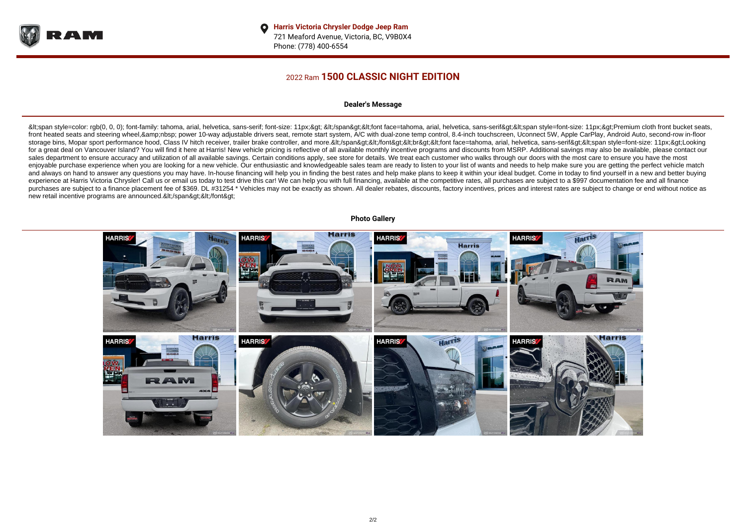**Harris Victoria Chrysler Dodge Jeep Ram**
721 Meaford Avenue, Victoria, BC, V9B0X4
Phone: (778) 400-6554

## 2022 Ram **1500 CLASSIC NIGHT EDITION**

### Dealer's Message

&lt;span style=color: rgb(0, 0, 0); font-family: tahoma, arial, helvetica, sans-serif; font-size: 11px;&gt; &lt;/span&gt;&lt;font face=tahoma, arial, helvetica, sans-serif&gt;&lt;span style=font-size: 11px;&gt;Premium cloth front bucket seats, front heated seats and steering wheel,&amp;nbsp; power 10-way adjustable drivers seat, remote start system, A/C with dual-zone temp control, 8.4-inch touchscreen, Uconnect 5W, Apple CarPlay, Android Auto, second-row in-floor storage bins, Mopar sport performance hood, Class IV hitch receiver, trailer brake controller, and more.&lt;/span&gt;&lt;/font&gt;&lt;br&gt;&lt;font face=tahoma, arial, helvetica, sans-serif&gt;&lt;span style=font-size: 11px;&gt;Looking for a great deal on Vancouver Island? You will find it here at Harris! New vehicle pricing is reflective of all available monthly incentive programs and discounts from MSRP. Additional savings may also be available, please contact our sales department to ensure accuracy and utilization of all available savings. Certain conditions apply, see store for details. We treat each customer who walks through our doors with the most care to ensure you have the most enjoyable purchase experience when you are looking for a new vehicle. Our enthusiastic and knowledgeable sales team are ready to listen to your list of wants and needs to help make sure you are getting the perfect vehicle match and always on hand to answer any questions you may have. In-house financing will help you in finding the best rates and help make plans to keep it within your ideal budget. Come in today to find yourself in a new and better buying experience at Harris Victoria Chrysler! Call us or email us today to test drive this car! We can help you with full financing, available at the competitive rates, all purchases are subject to a $997 documentation fee and all finance purchases are subject to a finance placement fee of $369. DL #31254 * Vehicles may not be exactly as shown. All dealer rebates, discounts, factory incentives, prices and interest rates are subject to change or end without notice as new retail incentive programs are announced.&lt;/span&gt;&lt;/font&gt;

### Photo Gallery